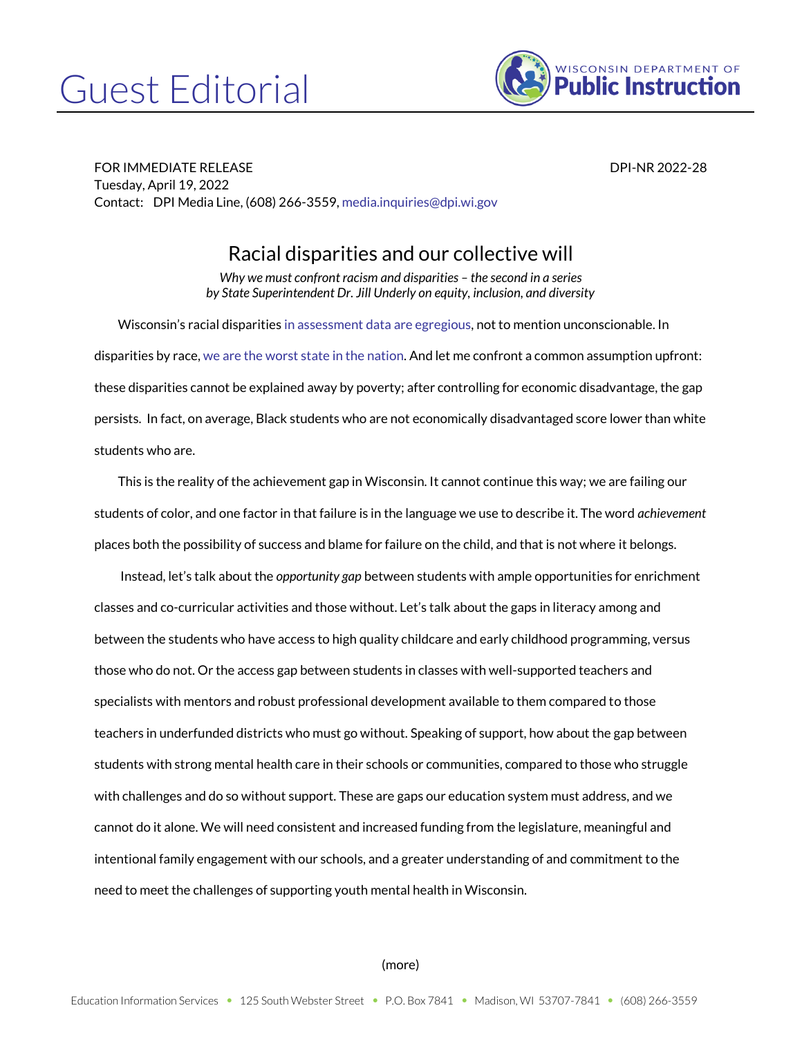# Guest Editorial

WISCONSIN DEPARTMENT OF **Public Instruction**

FOR IMMEDIATE RELEASE DPI-NR 2022-28
Tuesday, April 19, 2022
Contact: DPI Media Line, (608) 266-3559, media.inquiries@dpi.wi.gov

## Racial disparities and our collective will

*Why we must confront racism and disparities – the second in a series by State Superintendent Dr. Jill Underly on equity, inclusion, and diversity*

Wisconsin's racial disparities in assessment data are egregious, not to mention unconscionable. In disparities by race, we are the worst state in the nation. And let me confront a common assumption upfront: these disparities cannot be explained away by poverty; after controlling for economic disadvantage, the gap persists. In fact, on average, Black students who are not economically disadvantaged score lower than white students who are.

This is the reality of the achievement gap in Wisconsin. It cannot continue this way; we are failing our students of color, and one factor in that failure is in the language we use to describe it. The word *achievement* places both the possibility of success and blame for failure on the child, and that is not where it belongs.

Instead, let's talk about the *opportunity gap* between students with ample opportunities for enrichment classes and co-curricular activities and those without. Let's talk about the gaps in literacy among and between the students who have access to high quality childcare and early childhood programming, versus those who do not. Or the access gap between students in classes with well-supported teachers and specialists with mentors and robust professional development available to them compared to those teachers in underfunded districts who must go without. Speaking of support, how about the gap between students with strong mental health care in their schools or communities, compared to those who struggle with challenges and do so without support. These are gaps our education system must address, and we cannot do it alone. We will need consistent and increased funding from the legislature, meaningful and intentional family engagement with our schools, and a greater understanding of and commitment to the need to meet the challenges of supporting youth mental health in Wisconsin.

(more)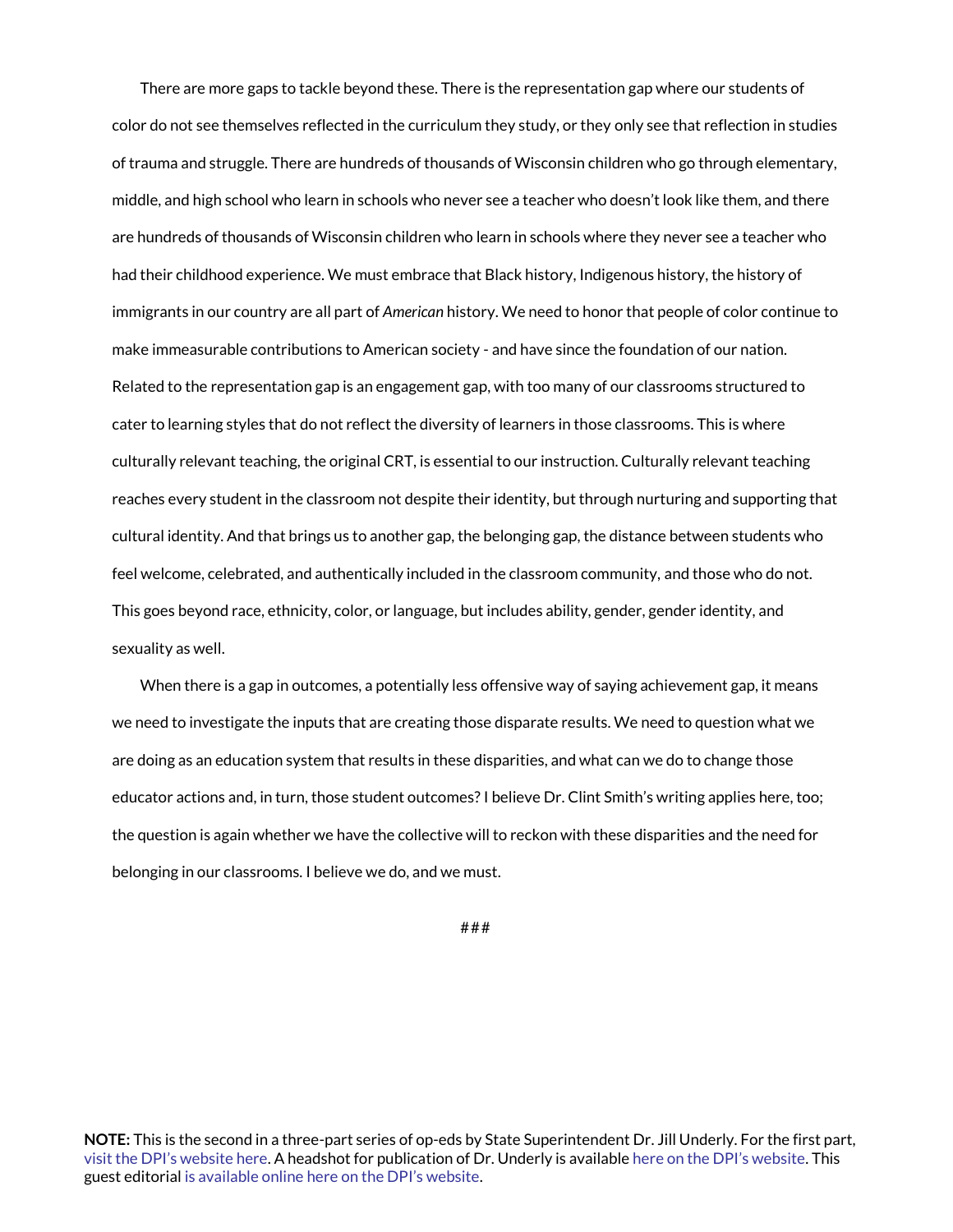There are more gaps to tackle beyond these. There is the representation gap where our students of color do not see themselves reflected in the curriculum they study, or they only see that reflection in studies of trauma and struggle. There are hundreds of thousands of Wisconsin children who go through elementary, middle, and high school who learn in schools who never see a teacher who doesn't look like them, and there are hundreds of thousands of Wisconsin children who learn in schools where they never see a teacher who had their childhood experience. We must embrace that Black history, Indigenous history, the history of immigrants in our country are all part of *American* history. We need to honor that people of color continue to make immeasurable contributions to American society - and have since the foundation of our nation. Related to the representation gap is an engagement gap, with too many of our classrooms structured to cater to learning styles that do not reflect the diversity of learners in those classrooms. This is where culturally relevant teaching, the original CRT, is essential to our instruction. Culturally relevant teaching reaches every student in the classroom not despite their identity, but through nurturing and supporting that cultural identity. And that brings us to another gap, the belonging gap, the distance between students who feel welcome, celebrated, and authentically included in the classroom community, and those who do not. This goes beyond race, ethnicity, color, or language, but includes ability, gender, gender identity, and sexuality as well.

When there is a gap in outcomes, a potentially less offensive way of saying achievement gap, it means we need to investigate the inputs that are creating those disparate results. We need to question what we are doing as an education system that results in these disparities, and what can we do to change those educator actions and, in turn, those student outcomes? I believe Dr. Clint Smith's writing applies here, too; the question is again whether we have the collective will to reckon with these disparities and the need for belonging in our classrooms. I believe we do, and we must.

###

**NOTE:** This is the second in a three-part series of op-eds by State Superintendent Dr. Jill Underly. For the first part, visit the DPI's website here. A headshot for publication of Dr. Underly is available here on the DPI's website. This guest editorial is available online here on the DPI's website.